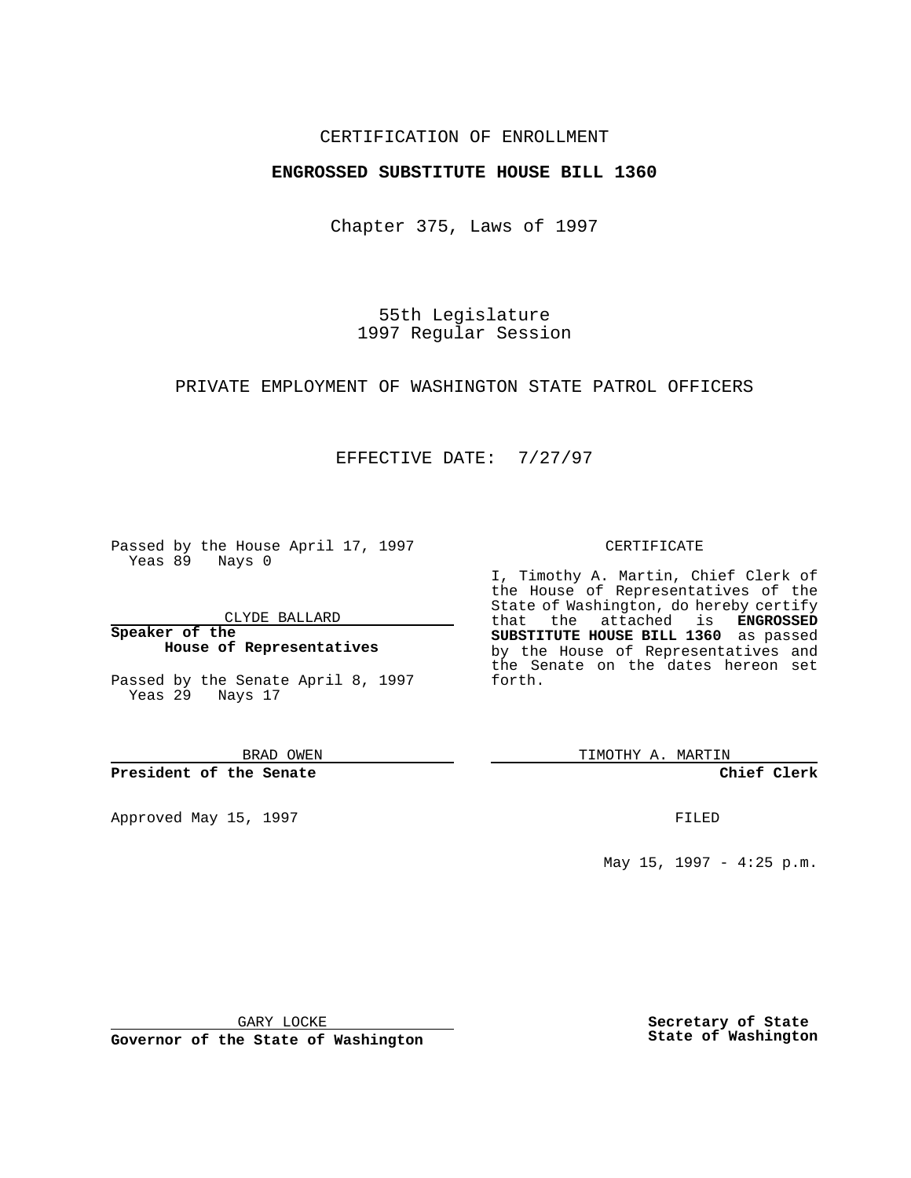CERTIFICATION OF ENROLLMENT

**ENGROSSED SUBSTITUTE HOUSE BILL 1360**

Chapter 375, Laws of 1997

55th Legislature
1997 Regular Session

PRIVATE EMPLOYMENT OF WASHINGTON STATE PATROL OFFICERS

EFFECTIVE DATE: 7/27/97

Passed by the House April 17, 1997
Yeas 89 Nays 0

CLYDE BALLARD

**Speaker of the House of Representatives**

Passed by the Senate April 8, 1997
Yeas 29 Nays 17

BRAD OWEN

**President of the Senate**

Approved May 15, 1997

GARY LOCKE

**Governor of the State of Washington**

CERTIFICATE

I, Timothy A. Martin, Chief Clerk of the House of Representatives of the State of Washington, do hereby certify that the attached is **ENGROSSED SUBSTITUTE HOUSE BILL 1360** as passed by the House of Representatives and the Senate on the dates hereon set forth.

TIMOTHY A. MARTIN

**Chief Clerk**

FILED

May 15, 1997 - 4:25 p.m.

**Secretary of State State of Washington**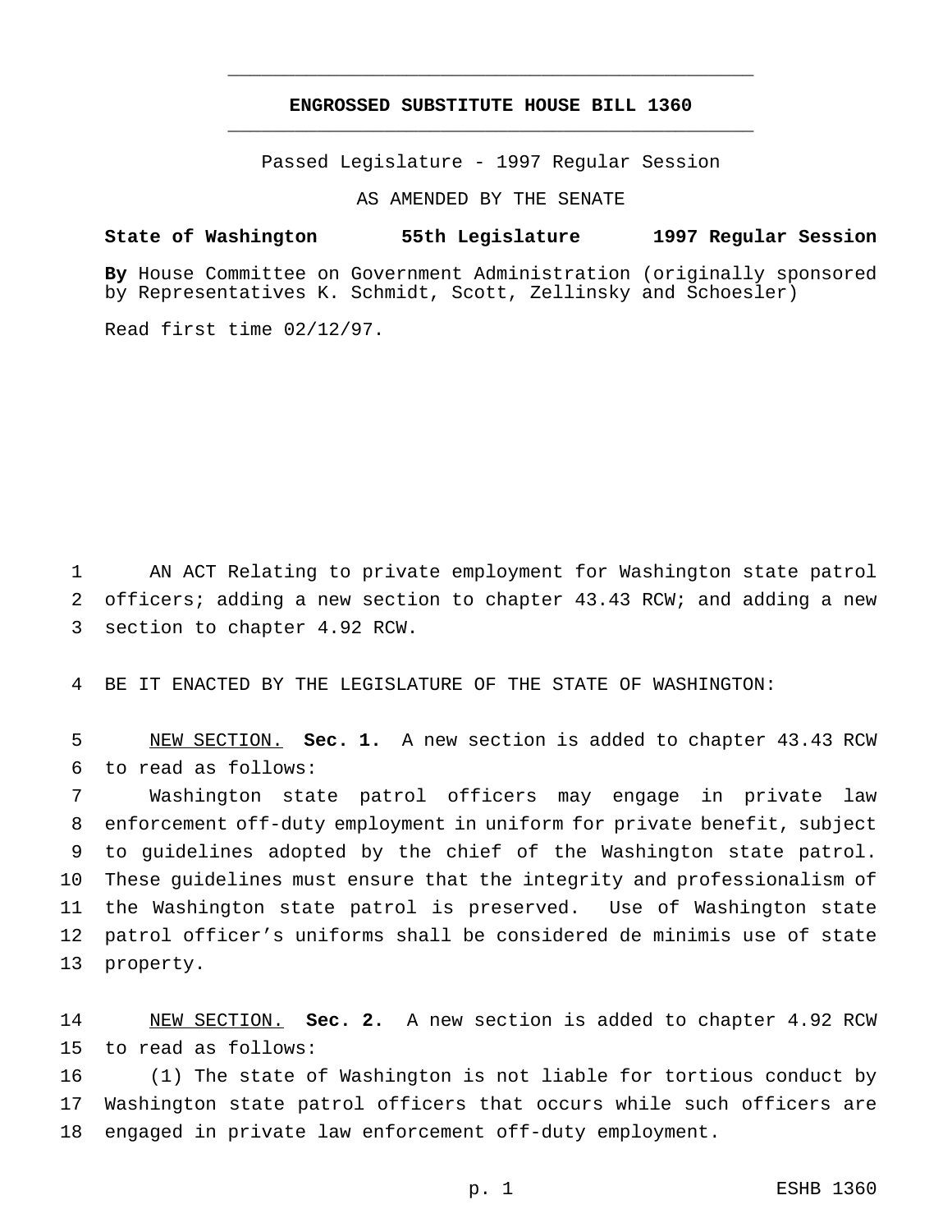# ENGROSSED SUBSTITUTE HOUSE BILL 1360

Passed Legislature - 1997 Regular Session

AS AMENDED BY THE SENATE

**State of Washington 55th Legislature 1997 Regular Session**

**By** House Committee on Government Administration (originally sponsored by Representatives K. Schmidt, Scott, Zellinsky and Schoesler)

Read first time 02/12/97.

AN ACT Relating to private employment for Washington state patrol officers; adding a new section to chapter 43.43 RCW; and adding a new section to chapter 4.92 RCW.

BE IT ENACTED BY THE LEGISLATURE OF THE STATE OF WASHINGTON:

NEW SECTION. **Sec. 1.** A new section is added to chapter 43.43 RCW to read as follows:

Washington state patrol officers may engage in private law enforcement off-duty employment in uniform for private benefit, subject to guidelines adopted by the chief of the Washington state patrol. These guidelines must ensure that the integrity and professionalism of the Washington state patrol is preserved. Use of Washington state patrol officer's uniforms shall be considered de minimis use of state property.

NEW SECTION. **Sec. 2.** A new section is added to chapter 4.92 RCW to read as follows:

(1) The state of Washington is not liable for tortious conduct by Washington state patrol officers that occurs while such officers are engaged in private law enforcement off-duty employment.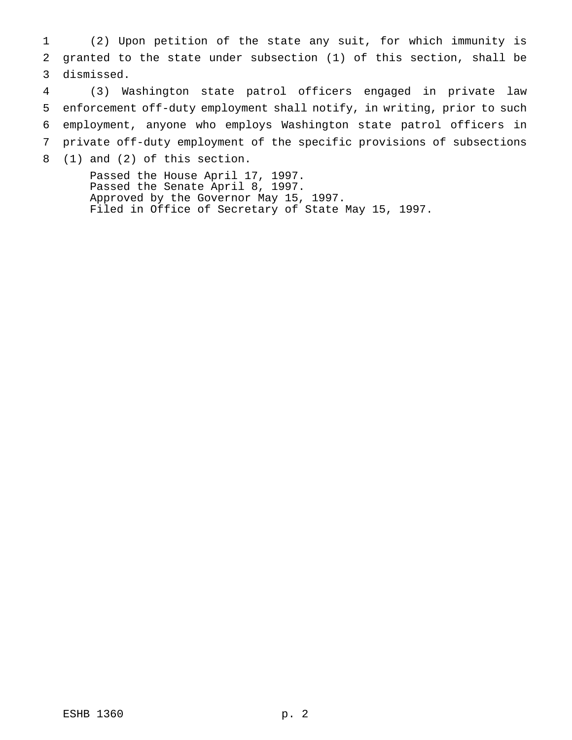(2) Upon petition of the state any suit, for which immunity is granted to the state under subsection (1) of this section, shall be dismissed.

(3) Washington state patrol officers engaged in private law enforcement off-duty employment shall notify, in writing, prior to such employment, anyone who employs Washington state patrol officers in private off-duty employment of the specific provisions of subsections (1) and (2) of this section.

Passed the House April 17, 1997.
Passed the Senate April 8, 1997.
Approved by the Governor May 15, 1997.
Filed in Office of Secretary of State May 15, 1997.